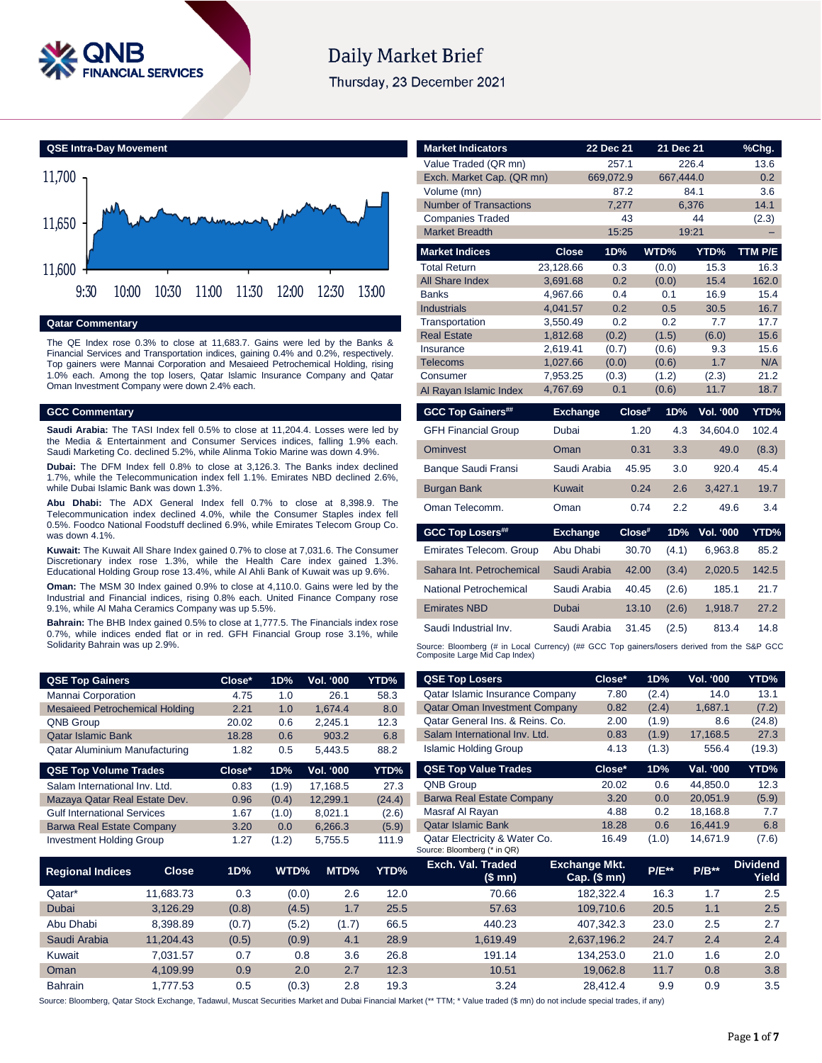# Daily Market Brief

Thursday, 23 December 2021

## QSE Intra-Day Movement

## Qatar Commentary

The QE Index rose 0.3% to close at 11,683.7. Gains were led by the Banks & Financial Services and Transportation indices, gaining 0.4% and 0.2%, respectively. Top gainers were Mannai Corporation and Mesaieed Petrochemical Holding, rising 1.0% each. Among the top losers, Qatar Islamic Insurance Company and Qatar Oman Investment Company were down 2.4% each.

## GCC Commentary

**Saudi Arabia:** The TASI Index fell 0.5% to close at 11,204.4. Losses were led by the Media & Entertainment and Consumer Services indices, falling 1.9% each. Saudi Marketing Co. declined 5.2%, while Alinma Tokio Marine was down 4.9%.

**Dubai:** The DFM Index fell 0.8% to close at 3,126.3. The Banks index declined 1.7%, while the Telecommunication index fell 1.1%. Emirates NBD declined 2.6%, while Dubai Islamic Bank was down 1.3%.

**Abu Dhabi:** The ADX General Index fell 0.7% to close at 8,398.9. The Telecommunication index declined 4.0%, while the Consumer Staples index fell 0.5%. Foodco National Foodstuff declined 6.9%, while Emirates Telecom Group Co. was down 4.1%.

**Kuwait:** The Kuwait All Share Index gained 0.7% to close at 7,031.6. The Consumer Discretionary index rose 1.3%, while the Health Care index gained 1.3%. Educational Holding Group rose 13.4%, while Al Ahli Bank of Kuwait was up 9.6%.

**Oman:** The MSM 30 Index gained 0.9% to close at 4,110.0. Gains were led by the Industrial and Financial indices, rising 0.8% each. United Finance Company rose 9.1%, while Al Maha Ceramics Company was up 5.5%.

**Bahrain:** The BHB Index gained 0.5% to close at 1,777.5. The Financials index rose 0.7%, while indices ended flat or in red. GFH Financial Group rose 3.1%, while Solidarity Bahrain was up 2.9%.

| Market Indicators | 22 Dec 21 | 21 Dec 21 | %Chg. |
|---|---|---|---|
| Value Traded (QR mn) | 257.1 | 226.4 | 13.6 |
| Exch. Market Cap. (QR mn) | 669,072.9 | 667,444.0 | 0.2 |
| Volume (mn) | 87.2 | 84.1 | 3.6 |
| Number of Transactions | 7,277 | 6,376 | 14.1 |
| Companies Traded | 43 | 44 | (2.3) |
| Market Breadth | 15:25 | 19:21 | – |

| Market Indices | Close | 1D% | WTD% | YTD% | TTM P/E |
|---|---|---|---|---|---|
| Total Return | 23,128.66 | 0.3 | (0.0) | 15.3 | 16.3 |
| All Share Index | 3,691.68 | 0.2 | (0.0) | 15.4 | 162.0 |
| Banks | 4,967.66 | 0.4 | 0.1 | 16.9 | 15.4 |
| Industrials | 4,041.57 | 0.2 | 0.5 | 30.5 | 16.7 |
| Transportation | 3,550.49 | 0.2 | 0.2 | 7.7 | 17.7 |
| Real Estate | 1,812.68 | (0.2) | (1.5) | (6.0) | 15.6 |
| Insurance | 2,619.41 | (0.7) | (0.6) | 9.3 | 15.6 |
| Telecoms | 1,027.66 | (0.0) | (0.6) | 1.7 | N/A |
| Consumer | 7,953.25 | (0.3) | (1.2) | (2.3) | 21.2 |
| Al Rayan Islamic Index | 4,767.69 | 0.1 | (0.6) | 11.7 | 18.7 |

| GCC Top Gainers## | Exchange | Close# | 1D% | Vol. '000 | YTD% |
|---|---|---|---|---|---|
| GFH Financial Group | Dubai | 1.20 | 4.3 | 34,604.0 | 102.4 |
| Ominvest | Oman | 0.31 | 3.3 | 49.0 | (8.3) |
| Banque Saudi Fransi | Saudi Arabia | 45.95 | 3.0 | 920.4 | 45.4 |
| Burgan Bank | Kuwait | 0.24 | 2.6 | 3,427.1 | 19.7 |
| Oman Telecomm. | Oman | 0.74 | 2.2 | 49.6 | 3.4 |

| GCC Top Losers## | Exchange | Close# | 1D% | Vol. '000 | YTD% |
|---|---|---|---|---|---|
| Emirates Telecom. Group | Abu Dhabi | 30.70 | (4.1) | 6,963.8 | 85.2 |
| Sahara Int. Petrochemical | Saudi Arabia | 42.00 | (3.4) | 2,020.5 | 142.5 |
| National Petrochemical | Saudi Arabia | 40.45 | (2.6) | 185.1 | 21.7 |
| Emirates NBD | Dubai | 13.10 | (2.6) | 1,918.7 | 27.2 |
| Saudi Industrial Inv. | Saudi Arabia | 31.45 | (2.5) | 813.4 | 14.8 |

Source: Bloomberg (# in Local Currency) (## GCC Top gainers/losers derived from the S&P GCC Composite Large Mid Cap Index)

| QSE Top Gainers | Close* | 1D% | Vol. '000 | YTD% |
|---|---|---|---|---|
| Mannai Corporation | 4.75 | 1.0 | 26.1 | 58.3 |
| Mesaieed Petrochemical Holding | 2.21 | 1.0 | 1,674.4 | 8.0 |
| QNB Group | 20.02 | 0.6 | 2,245.1 | 12.3 |
| Qatar Islamic Bank | 18.28 | 0.6 | 903.2 | 6.8 |
| Qatar Aluminium Manufacturing | 1.82 | 0.5 | 5,443.5 | 88.2 |

| QSE Top Volume Trades | Close* | 1D% | Vol. '000 | YTD% |
|---|---|---|---|---|
| Salam International Inv. Ltd. | 0.83 | (1.9) | 17,168.5 | 27.3 |
| Mazaya Qatar Real Estate Dev. | 0.96 | (0.4) | 12,299.1 | (24.4) |
| Gulf International Services | 1.67 | (1.0) | 8,021.1 | (2.6) |
| Barwa Real Estate Company | 3.20 | 0.0 | 6,266.3 | (5.9) |
| Investment Holding Group | 1.27 | (1.2) | 5,755.5 | 111.9 |

| QSE Top Losers | Close* | 1D% | Vol. '000 | YTD% |
|---|---|---|---|---|
| Qatar Islamic Insurance Company | 7.80 | (2.4) | 14.0 | 13.1 |
| Qatar Oman Investment Company | 0.82 | (2.4) | 1,687.1 | (7.2) |
| Qatar General Ins. & Reins. Co. | 2.00 | (1.9) | 8.6 | (24.8) |
| Salam International Inv. Ltd. | 0.83 | (1.9) | 17,168.5 | 27.3 |
| Islamic Holding Group | 4.13 | (1.3) | 556.4 | (19.3) |

| QSE Top Value Trades | Close* | 1D% | Val. '000 | YTD% |
|---|---|---|---|---|
| QNB Group | 20.02 | 0.6 | 44,850.0 | 12.3 |
| Barwa Real Estate Company | 3.20 | 0.0 | 20,051.9 | (5.9) |
| Masraf Al Rayan | 4.88 | 0.2 | 18,168.8 | 7.7 |
| Qatar Islamic Bank | 18.28 | 0.6 | 16,441.9 | 6.8 |
| Qatar Electricity & Water Co. | 16.49 | (1.0) | 14,671.9 | (7.6) |

Source: Bloomberg (* in QR)

| Regional Indices | Close | 1D% | WTD% | MTD% | YTD% | Exch. Val. Traded ($ mn) | Exchange Mkt. Cap. ($ mn) | P/E** | P/B** | Dividend Yield |
|---|---|---|---|---|---|---|---|---|---|---|
| Qatar* | 11,683.73 | 0.3 | (0.0) | 2.6 | 12.0 | 70.66 | 182,322.4 | 16.3 | 1.7 | 2.5 |
| Dubai | 3,126.29 | (0.8) | (4.5) | 1.7 | 25.5 | 57.63 | 109,710.6 | 20.5 | 1.1 | 2.5 |
| Abu Dhabi | 8,398.89 | (0.7) | (5.2) | (1.7) | 66.5 | 440.23 | 407,342.3 | 23.0 | 2.5 | 2.7 |
| Saudi Arabia | 11,204.43 | (0.5) | (0.9) | 4.1 | 28.9 | 1,619.49 | 2,637,196.2 | 24.7 | 2.4 | 2.4 |
| Kuwait | 7,031.57 | 0.7 | 0.8 | 3.6 | 26.8 | 191.14 | 134,253.0 | 21.0 | 1.6 | 2.0 |
| Oman | 4,109.99 | 0.9 | 2.0 | 2.7 | 12.3 | 10.51 | 19,062.8 | 11.7 | 0.8 | 3.8 |
| Bahrain | 1,777.53 | 0.5 | (0.3) | 2.8 | 19.3 | 3.24 | 28,412.4 | 9.9 | 0.9 | 3.5 |

Source: Bloomberg, Qatar Stock Exchange, Tadawul, Muscat Securities Market and Dubai Financial Market (** TTM; * Value traded ($ mn) do not include special trades, if any)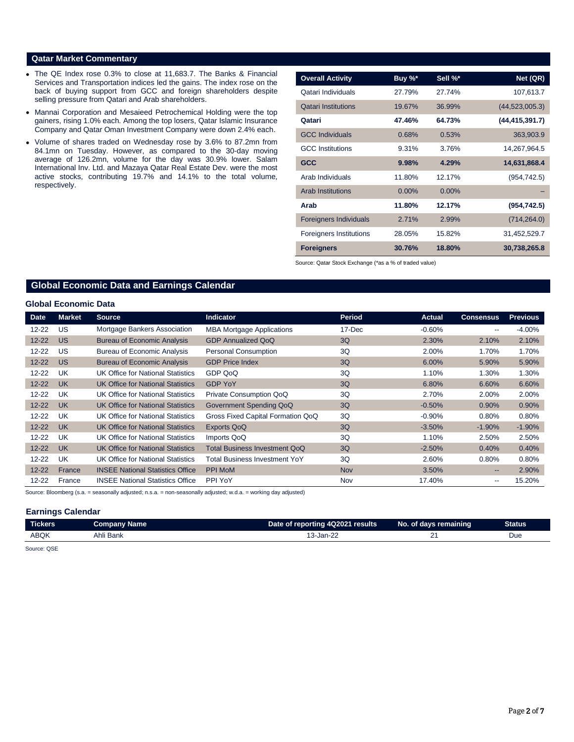## Qatar Market Commentary

- The QE Index rose 0.3% to close at 11,683.7. The Banks & Financial Services and Transportation indices led the gains. The index rose on the back of buying support from GCC and foreign shareholders despite selling pressure from Qatari and Arab shareholders.
- Mannai Corporation and Mesaieed Petrochemical Holding were the top gainers, rising 1.0% each. Among the top losers, Qatar Islamic Insurance Company and Qatar Oman Investment Company were down 2.4% each.
- Volume of shares traded on Wednesday rose by 3.6% to 87.2mn from 84.1mn on Tuesday. However, as compared to the 30-day moving average of 126.2mn, volume for the day was 30.9% lower. Salam International Inv. Ltd. and Mazaya Qatar Real Estate Dev. were the most active stocks, contributing 19.7% and 14.1% to the total volume, respectively.

| Overall Activity | Buy %* | Sell %* | Net (QR) |
|---|---|---|---|
| Qatari Individuals | 27.79% | 27.74% | 107,613.7 |
| Qatari Institutions | 19.67% | 36.99% | (44,523,005.3) |
| **Qatari** | **47.46%** | **64.73%** | **(44,415,391.7)** |
| GCC Individuals | 0.68% | 0.53% | 363,903.9 |
| GCC Institutions | 9.31% | 3.76% | 14,267,964.5 |
| **GCC** | **9.98%** | **4.29%** | **14,631,868.4** |
| Arab Individuals | 11.80% | 12.17% | (954,742.5) |
| Arab Institutions | 0.00% | 0.00% | – |
| **Arab** | **11.80%** | **12.17%** | **(954,742.5)** |
| Foreigners Individuals | 2.71% | 2.99% | (714,264.0) |
| Foreigners Institutions | 28.05% | 15.82% | 31,452,529.7 |
| **Foreigners** | **30.76%** | **18.80%** | **30,738,265.8** |

Source: Qatar Stock Exchange (*as a % of traded value)

## Global Economic Data and Earnings Calendar

### Global Economic Data

| Date | Market | Source | Indicator | Period | Actual | Consensus | Previous |
|---|---|---|---|---|---|---|---|
| 12-22 | US | Mortgage Bankers Association | MBA Mortgage Applications | 17-Dec | -0.60% | -- | -4.00% |
| 12-22 | US | Bureau of Economic Analysis | GDP Annualized QoQ | 3Q | 2.30% | 2.10% | 2.10% |
| 12-22 | US | Bureau of Economic Analysis | Personal Consumption | 3Q | 2.00% | 1.70% | 1.70% |
| 12-22 | US | Bureau of Economic Analysis | GDP Price Index | 3Q | 6.00% | 5.90% | 5.90% |
| 12-22 | UK | UK Office for National Statistics | GDP QoQ | 3Q | 1.10% | 1.30% | 1.30% |
| 12-22 | UK | UK Office for National Statistics | GDP YoY | 3Q | 6.80% | 6.60% | 6.60% |
| 12-22 | UK | UK Office for National Statistics | Private Consumption QoQ | 3Q | 2.70% | 2.00% | 2.00% |
| 12-22 | UK | UK Office for National Statistics | Government Spending QoQ | 3Q | -0.50% | 0.90% | 0.90% |
| 12-22 | UK | UK Office for National Statistics | Gross Fixed Capital Formation QoQ | 3Q | -0.90% | 0.80% | 0.80% |
| 12-22 | UK | UK Office for National Statistics | Exports QoQ | 3Q | -3.50% | -1.90% | -1.90% |
| 12-22 | UK | UK Office for National Statistics | Imports QoQ | 3Q | 1.10% | 2.50% | 2.50% |
| 12-22 | UK | UK Office for National Statistics | Total Business Investment QoQ | 3Q | -2.50% | 0.40% | 0.40% |
| 12-22 | UK | UK Office for National Statistics | Total Business Investment YoY | 3Q | 2.60% | 0.80% | 0.80% |
| 12-22 | France | INSEE National Statistics Office | PPI MoM | Nov | 3.50% | -- | 2.90% |
| 12-22 | France | INSEE National Statistics Office | PPI YoY | Nov | 17.40% | -- | 15.20% |

Source: Bloomberg (s.a. = seasonally adjusted; n.s.a. = non-seasonally adjusted; w.d.a. = working day adjusted)

### Earnings Calendar

| Tickers | Company Name | Date of reporting 4Q2021 results | No. of days remaining | Status |
|---|---|---|---|---|
| ABQK | Ahli Bank | 13-Jan-22 | 21 | Due |

Source: QSE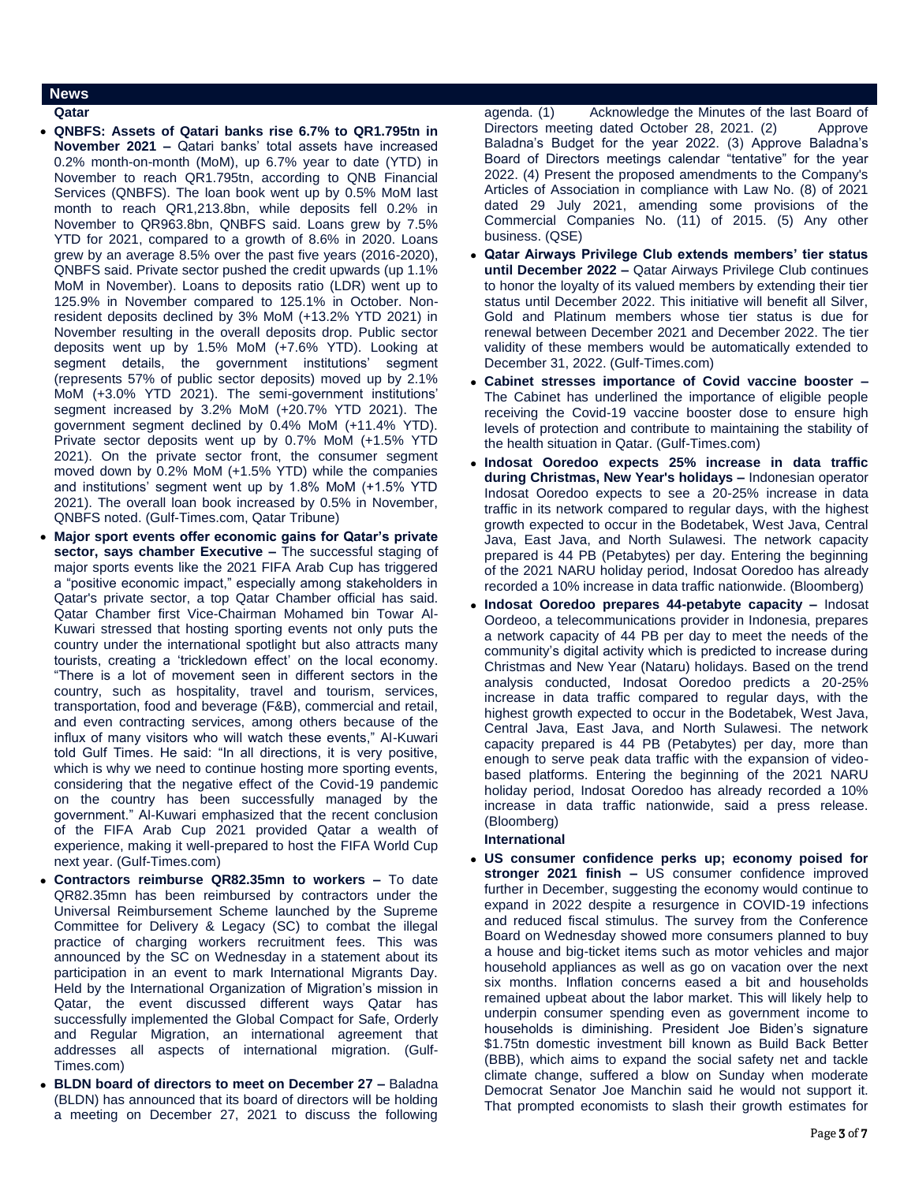## News

### Qatar

- **QNBFS: Assets of Qatari banks rise 6.7% to QR1.795tn in November 2021 –** Qatari banks' total assets have increased 0.2% month-on-month (MoM), up 6.7% year to date (YTD) in November to reach QR1.795tn, according to QNB Financial Services (QNBFS). The loan book went up by 0.5% MoM last month to reach QR1,213.8bn, while deposits fell 0.2% in November to QR963.8bn, QNBFS said. Loans grew by 7.5% YTD for 2021, compared to a growth of 8.6% in 2020. Loans grew by an average 8.5% over the past five years (2016-2020), QNBFS said. Private sector pushed the credit upwards (up 1.1% MoM in November). Loans to deposits ratio (LDR) went up to 125.9% in November compared to 125.1% in October. Non-resident deposits declined by 3% MoM (+13.2% YTD 2021) in November resulting in the overall deposits drop. Public sector deposits went up by 1.5% MoM (+7.6% YTD). Looking at segment details, the government institutions' segment (represents 57% of public sector deposits) moved up by 2.1% MoM (+3.0% YTD 2021). The semi-government institutions' segment increased by 3.2% MoM (+20.7% YTD 2021). The government segment declined by 0.4% MoM (+11.4% YTD). Private sector deposits went up by 0.7% MoM (+1.5% YTD 2021). On the private sector front, the consumer segment moved down by 0.2% MoM (+1.5% YTD) while the companies and institutions' segment went up by 1.8% MoM (+1.5% YTD 2021). The overall loan book increased by 0.5% in November, QNBFS noted. (Gulf-Times.com, Qatar Tribune)
- **Major sport events offer economic gains for Qatar's private sector, says chamber Executive –** The successful staging of major sports events like the 2021 FIFA Arab Cup has triggered a "positive economic impact," especially among stakeholders in Qatar's private sector, a top Qatar Chamber official has said. Qatar Chamber first Vice-Chairman Mohamed bin Towar Al-Kuwari stressed that hosting sporting events not only puts the country under the international spotlight but also attracts many tourists, creating a 'trickledown effect' on the local economy. "There is a lot of movement seen in different sectors in the country, such as hospitality, travel and tourism, services, transportation, food and beverage (F&B), commercial and retail, and even contracting services, among others because of the influx of many visitors who will watch these events," Al-Kuwari told Gulf Times. He said: "In all directions, it is very positive, which is why we need to continue hosting more sporting events, considering that the negative effect of the Covid-19 pandemic on the country has been successfully managed by the government." Al-Kuwari emphasized that the recent conclusion of the FIFA Arab Cup 2021 provided Qatar a wealth of experience, making it well-prepared to host the FIFA World Cup next year. (Gulf-Times.com)
- **Contractors reimburse QR82.35mn to workers –** To date QR82.35mn has been reimbursed by contractors under the Universal Reimbursement Scheme launched by the Supreme Committee for Delivery & Legacy (SC) to combat the illegal practice of charging workers recruitment fees. This was announced by the SC on Wednesday in a statement about its participation in an event to mark International Migrants Day. Held by the International Organization of Migration's mission in Qatar, the event discussed different ways Qatar has successfully implemented the Global Compact for Safe, Orderly and Regular Migration, an international agreement that addresses all aspects of international migration. (Gulf-Times.com)
- **BLDN board of directors to meet on December 27 –** Baladna (BLDN) has announced that its board of directors will be holding a meeting on December 27, 2021 to discuss the following agenda. (1) Acknowledge the Minutes of the last Board of Directors meeting dated October 28, 2021. (2) Approve Baladna's Budget for the year 2022. (3) Approve Baladna's Board of Directors meetings calendar "tentative" for the year 2022. (4) Present the proposed amendments to the Company's Articles of Association in compliance with Law No. (8) of 2021 dated 29 July 2021, amending some provisions of the Commercial Companies No. (11) of 2015. (5) Any other business. (QSE)
- **Qatar Airways Privilege Club extends members' tier status until December 2022 –** Qatar Airways Privilege Club continues to honor the loyalty of its valued members by extending their tier status until December 2022. This initiative will benefit all Silver, Gold and Platinum members whose tier status is due for renewal between December 2021 and December 2022. The tier validity of these members would be automatically extended to December 31, 2022. (Gulf-Times.com)
- **Cabinet stresses importance of Covid vaccine booster –** The Cabinet has underlined the importance of eligible people receiving the Covid-19 vaccine booster dose to ensure high levels of protection and contribute to maintaining the stability of the health situation in Qatar. (Gulf-Times.com)
- **Indosat Ooredoo expects 25% increase in data traffic during Christmas, New Year's holidays –** Indonesian operator Indosat Ooredoo expects to see a 20-25% increase in data traffic in its network compared to regular days, with the highest growth expected to occur in the Bodetabek, West Java, Central Java, East Java, and North Sulawesi. The network capacity prepared is 44 PB (Petabytes) per day. Entering the beginning of the 2021 NARU holiday period, Indosat Ooredoo has already recorded a 10% increase in data traffic nationwide. (Bloomberg)
- **Indosat Ooredoo prepares 44-petabyte capacity –** Indosat Oordeoo, a telecommunications provider in Indonesia, prepares a network capacity of 44 PB per day to meet the needs of the community's digital activity which is predicted to increase during Christmas and New Year (Nataru) holidays. Based on the trend analysis conducted, Indosat Ooredoo predicts a 20-25% increase in data traffic compared to regular days, with the highest growth expected to occur in the Bodetabek, West Java, Central Java, East Java, and North Sulawesi. The network capacity prepared is 44 PB (Petabytes) per day, more than enough to serve peak data traffic with the expansion of video-based platforms. Entering the beginning of the 2021 NARU holiday period, Indosat Ooredoo has already recorded a 10% increase in data traffic nationwide, said a press release. (Bloomberg)

### International

- **US consumer confidence perks up; economy poised for stronger 2021 finish –** US consumer confidence improved further in December, suggesting the economy would continue to expand in 2022 despite a resurgence in COVID-19 infections and reduced fiscal stimulus. The survey from the Conference Board on Wednesday showed more consumers planned to buy a house and big-ticket items such as motor vehicles and major household appliances as well as go on vacation over the next six months. Inflation concerns eased a bit and households remained upbeat about the labor market. This will likely help to underpin consumer spending even as government income to households is diminishing. President Joe Biden's signature $1.75tn domestic investment bill known as Build Back Better (BBB), which aims to expand the social safety net and tackle climate change, suffered a blow on Sunday when moderate Democrat Senator Joe Manchin said he would not support it. That prompted economists to slash their growth estimates for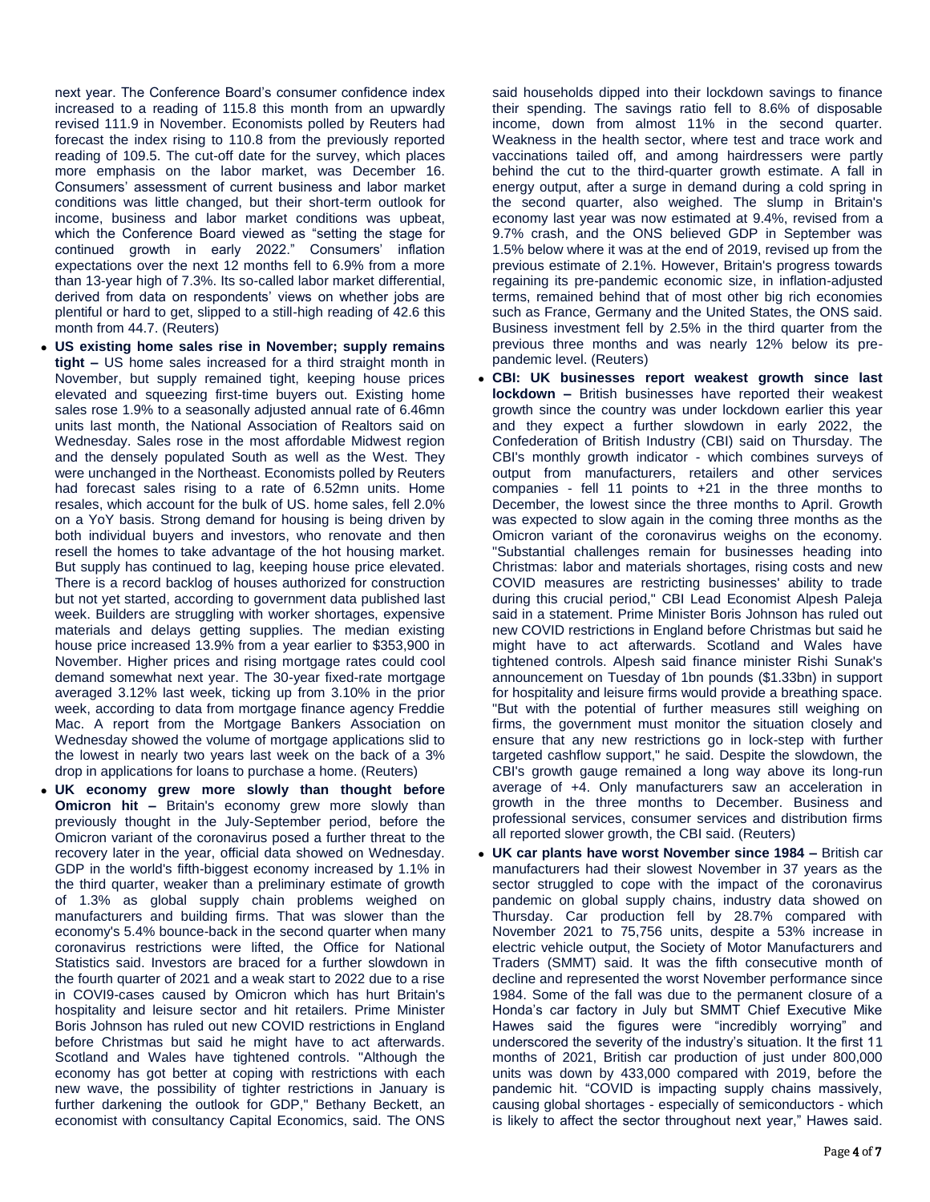next year. The Conference Board's consumer confidence index increased to a reading of 115.8 this month from an upwardly revised 111.9 in November. Economists polled by Reuters had forecast the index rising to 110.8 from the previously reported reading of 109.5. The cut-off date for the survey, which places more emphasis on the labor market, was December 16. Consumers' assessment of current business and labor market conditions was little changed, but their short-term outlook for income, business and labor market conditions was upbeat, which the Conference Board viewed as "setting the stage for continued growth in early 2022." Consumers' inflation expectations over the next 12 months fell to 6.9% from a more than 13-year high of 7.3%. Its so-called labor market differential, derived from data on respondents' views on whether jobs are plentiful or hard to get, slipped to a still-high reading of 42.6 this month from 44.7. (Reuters)

- **US existing home sales rise in November; supply remains tight –** US home sales increased for a third straight month in November, but supply remained tight, keeping house prices elevated and squeezing first-time buyers out. Existing home sales rose 1.9% to a seasonally adjusted annual rate of 6.46mn units last month, the National Association of Realtors said on Wednesday. Sales rose in the most affordable Midwest region and the densely populated South as well as the West. They were unchanged in the Northeast. Economists polled by Reuters had forecast sales rising to a rate of 6.52mn units. Home resales, which account for the bulk of US. home sales, fell 2.0% on a YoY basis. Strong demand for housing is being driven by both individual buyers and investors, who renovate and then resell the homes to take advantage of the hot housing market. But supply has continued to lag, keeping house price elevated. There is a record backlog of houses authorized for construction but not yet started, according to government data published last week. Builders are struggling with worker shortages, expensive materials and delays getting supplies. The median existing house price increased 13.9% from a year earlier to $353,900 in November. Higher prices and rising mortgage rates could cool demand somewhat next year. The 30-year fixed-rate mortgage averaged 3.12% last week, ticking up from 3.10% in the prior week, according to data from mortgage finance agency Freddie Mac. A report from the Mortgage Bankers Association on Wednesday showed the volume of mortgage applications slid to the lowest in nearly two years last week on the back of a 3% drop in applications for loans to purchase a home. (Reuters)
- **UK economy grew more slowly than thought before Omicron hit –** Britain's economy grew more slowly than previously thought in the July-September period, before the Omicron variant of the coronavirus posed a further threat to the recovery later in the year, official data showed on Wednesday. GDP in the world's fifth-biggest economy increased by 1.1% in the third quarter, weaker than a preliminary estimate of growth of 1.3% as global supply chain problems weighed on manufacturers and building firms. That was slower than the economy's 5.4% bounce-back in the second quarter when many coronavirus restrictions were lifted, the Office for National Statistics said. Investors are braced for a further slowdown in the fourth quarter of 2021 and a weak start to 2022 due to a rise in COVI9-cases caused by Omicron which has hurt Britain's hospitality and leisure sector and hit retailers. Prime Minister Boris Johnson has ruled out new COVID restrictions in England before Christmas but said he might have to act afterwards. Scotland and Wales have tightened controls. "Although the economy has got better at coping with restrictions with each new wave, the possibility of tighter restrictions in January is further darkening the outlook for GDP," Bethany Beckett, an economist with consultancy Capital Economics, said. The ONS said households dipped into their lockdown savings to finance their spending. The savings ratio fell to 8.6% of disposable income, down from almost 11% in the second quarter. Weakness in the health sector, where test and trace work and vaccinations tailed off, and among hairdressers were partly behind the cut to the third-quarter growth estimate. A fall in energy output, after a surge in demand during a cold spring in the second quarter, also weighed. The slump in Britain's economy last year was now estimated at 9.4%, revised from a 9.7% crash, and the ONS believed GDP in September was 1.5% below where it was at the end of 2019, revised up from the previous estimate of 2.1%. However, Britain's progress towards regaining its pre-pandemic economic size, in inflation-adjusted terms, remained behind that of most other big rich economies such as France, Germany and the United States, the ONS said. Business investment fell by 2.5% in the third quarter from the previous three months and was nearly 12% below its pre-pandemic level. (Reuters)
- **CBI: UK businesses report weakest growth since last lockdown –** British businesses have reported their weakest growth since the country was under lockdown earlier this year and they expect a further slowdown in early 2022, the Confederation of British Industry (CBI) said on Thursday. The CBI's monthly growth indicator - which combines surveys of output from manufacturers, retailers and other services companies - fell 11 points to +21 in the three months to December, the lowest since the three months to April. Growth was expected to slow again in the coming three months as the Omicron variant of the coronavirus weighs on the economy. "Substantial challenges remain for businesses heading into Christmas: labor and materials shortages, rising costs and new COVID measures are restricting businesses' ability to trade during this crucial period," CBI Lead Economist Alpesh Paleja said in a statement. Prime Minister Boris Johnson has ruled out new COVID restrictions in England before Christmas but said he might have to act afterwards. Scotland and Wales have tightened controls. Alpesh said finance minister Rishi Sunak's announcement on Tuesday of 1bn pounds ($1.33bn) in support for hospitality and leisure firms would provide a breathing space. "But with the potential of further measures still weighing on firms, the government must monitor the situation closely and ensure that any new restrictions go in lock-step with further targeted cashflow support," he said. Despite the slowdown, the CBI's growth gauge remained a long way above its long-run average of +4. Only manufacturers saw an acceleration in growth in the three months to December. Business and professional services, consumer services and distribution firms all reported slower growth, the CBI said. (Reuters)
- **UK car plants have worst November since 1984 –** British car manufacturers had their slowest November in 37 years as the sector struggled to cope with the impact of the coronavirus pandemic on global supply chains, industry data showed on Thursday. Car production fell by 28.7% compared with November 2021 to 75,756 units, despite a 53% increase in electric vehicle output, the Society of Motor Manufacturers and Traders (SMMT) said. It was the fifth consecutive month of decline and represented the worst November performance since 1984. Some of the fall was due to the permanent closure of a Honda's car factory in July but SMMT Chief Executive Mike Hawes said the figures were "incredibly worrying" and underscored the severity of the industry's situation. It the first 11 months of 2021, British car production of just under 800,000 units was down by 433,000 compared with 2019, before the pandemic hit. "COVID is impacting supply chains massively, causing global shortages - especially of semiconductors - which is likely to affect the sector throughout next year," Hawes said.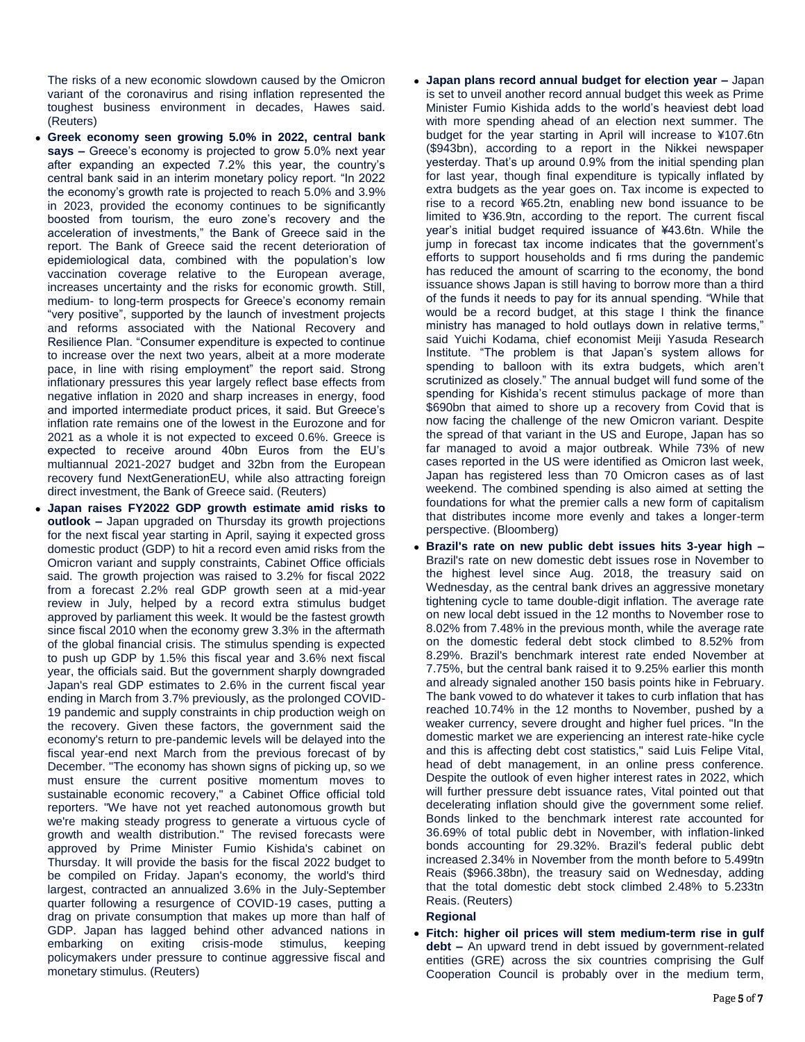The risks of a new economic slowdown caused by the Omicron variant of the coronavirus and rising inflation represented the toughest business environment in decades, Hawes said. (Reuters)

- **Greek economy seen growing 5.0% in 2022, central bank says –** Greece's economy is projected to grow 5.0% next year after expanding an expected 7.2% this year, the country's central bank said in an interim monetary policy report. "In 2022 the economy's growth rate is projected to reach 5.0% and 3.9% in 2023, provided the economy continues to be significantly boosted from tourism, the euro zone's recovery and the acceleration of investments," the Bank of Greece said in the report. The Bank of Greece said the recent deterioration of epidemiological data, combined with the population's low vaccination coverage relative to the European average, increases uncertainty and the risks for economic growth. Still, medium- to long-term prospects for Greece's economy remain "very positive", supported by the launch of investment projects and reforms associated with the National Recovery and Resilience Plan. "Consumer expenditure is expected to continue to increase over the next two years, albeit at a more moderate pace, in line with rising employment" the report said. Strong inflationary pressures this year largely reflect base effects from negative inflation in 2020 and sharp increases in energy, food and imported intermediate product prices, it said. But Greece's inflation rate remains one of the lowest in the Eurozone and for 2021 as a whole it is not expected to exceed 0.6%. Greece is expected to receive around 40bn Euros from the EU's multiannual 2021-2027 budget and 32bn from the European recovery fund NextGenerationEU, while also attracting foreign direct investment, the Bank of Greece said. (Reuters)
- **Japan raises FY2022 GDP growth estimate amid risks to outlook –** Japan upgraded on Thursday its growth projections for the next fiscal year starting in April, saying it expected gross domestic product (GDP) to hit a record even amid risks from the Omicron variant and supply constraints, Cabinet Office officials said. The growth projection was raised to 3.2% for fiscal 2022 from a forecast 2.2% real GDP growth seen at a mid-year review in July, helped by a record extra stimulus budget approved by parliament this week. It would be the fastest growth since fiscal 2010 when the economy grew 3.3% in the aftermath of the global financial crisis. The stimulus spending is expected to push up GDP by 1.5% this fiscal year and 3.6% next fiscal year, the officials said. But the government sharply downgraded Japan's real GDP estimates to 2.6% in the current fiscal year ending in March from 3.7% previously, as the prolonged COVID-19 pandemic and supply constraints in chip production weigh on the recovery. Given these factors, the government said the economy's return to pre-pandemic levels will be delayed into the fiscal year-end next March from the previous forecast of by December. "The economy has shown signs of picking up, so we must ensure the current positive momentum moves to sustainable economic recovery," a Cabinet Office official told reporters. "We have not yet reached autonomous growth but we're making steady progress to generate a virtuous cycle of growth and wealth distribution." The revised forecasts were approved by Prime Minister Fumio Kishida's cabinet on Thursday. It will provide the basis for the fiscal 2022 budget to be compiled on Friday. Japan's economy, the world's third largest, contracted an annualized 3.6% in the July-September quarter following a resurgence of COVID-19 cases, putting a drag on private consumption that makes up more than half of GDP. Japan has lagged behind other advanced nations in embarking on exiting crisis-mode stimulus, keeping policymakers under pressure to continue aggressive fiscal and monetary stimulus. (Reuters)
- **Japan plans record annual budget for election year –** Japan is set to unveil another record annual budget this week as Prime Minister Fumio Kishida adds to the world's heaviest debt load with more spending ahead of an election next summer. The budget for the year starting in April will increase to ¥107.6tn ($943bn), according to a report in the Nikkei newspaper yesterday. That's up around 0.9% from the initial spending plan for last year, though final expenditure is typically inflated by extra budgets as the year goes on. Tax income is expected to rise to a record ¥65.2tn, enabling new bond issuance to be limited to ¥36.9tn, according to the report. The current fiscal year's initial budget required issuance of ¥43.6tn. While the jump in forecast tax income indicates that the government's efforts to support households and fi rms during the pandemic has reduced the amount of scarring to the economy, the bond issuance shows Japan is still having to borrow more than a third of the funds it needs to pay for its annual spending. "While that would be a record budget, at this stage I think the finance ministry has managed to hold outlays down in relative terms," said Yuichi Kodama, chief economist Meiji Yasuda Research Institute. "The problem is that Japan's system allows for spending to balloon with its extra budgets, which aren't scrutinized as closely." The annual budget will fund some of the spending for Kishida's recent stimulus package of more than $690bn that aimed to shore up a recovery from Covid that is now facing the challenge of the new Omicron variant. Despite the spread of that variant in the US and Europe, Japan has so far managed to avoid a major outbreak. While 73% of new cases reported in the US were identified as Omicron last week, Japan has registered less than 70 Omicron cases as of last weekend. The combined spending is also aimed at setting the foundations for what the premier calls a new form of capitalism that distributes income more evenly and takes a longer-term perspective. (Bloomberg)
- **Brazil's rate on new public debt issues hits 3-year high –** Brazil's rate on new domestic debt issues rose in November to the highest level since Aug. 2018, the treasury said on Wednesday, as the central bank drives an aggressive monetary tightening cycle to tame double-digit inflation. The average rate on new local debt issued in the 12 months to November rose to 8.02% from 7.48% in the previous month, while the average rate on the domestic federal debt stock climbed to 8.52% from 8.29%. Brazil's benchmark interest rate ended November at 7.75%, but the central bank raised it to 9.25% earlier this month and already signaled another 150 basis points hike in February. The bank vowed to do whatever it takes to curb inflation that has reached 10.74% in the 12 months to November, pushed by a weaker currency, severe drought and higher fuel prices. "In the domestic market we are experiencing an interest rate-hike cycle and this is affecting debt cost statistics," said Luis Felipe Vital, head of debt management, in an online press conference. Despite the outlook of even higher interest rates in 2022, which will further pressure debt issuance rates, Vital pointed out that decelerating inflation should give the government some relief. Bonds linked to the benchmark interest rate accounted for 36.69% of total public debt in November, with inflation-linked bonds accounting for 29.32%. Brazil's federal public debt increased 2.34% in November from the month before to 5.499tn Reais ($966.38bn), the treasury said on Wednesday, adding that the total domestic debt stock climbed 2.48% to 5.233tn Reais. (Reuters)

**Regional**

- **Fitch: higher oil prices will stem medium-term rise in gulf debt –** An upward trend in debt issued by government-related entities (GRE) across the six countries comprising the Gulf Cooperation Council is probably over in the medium term,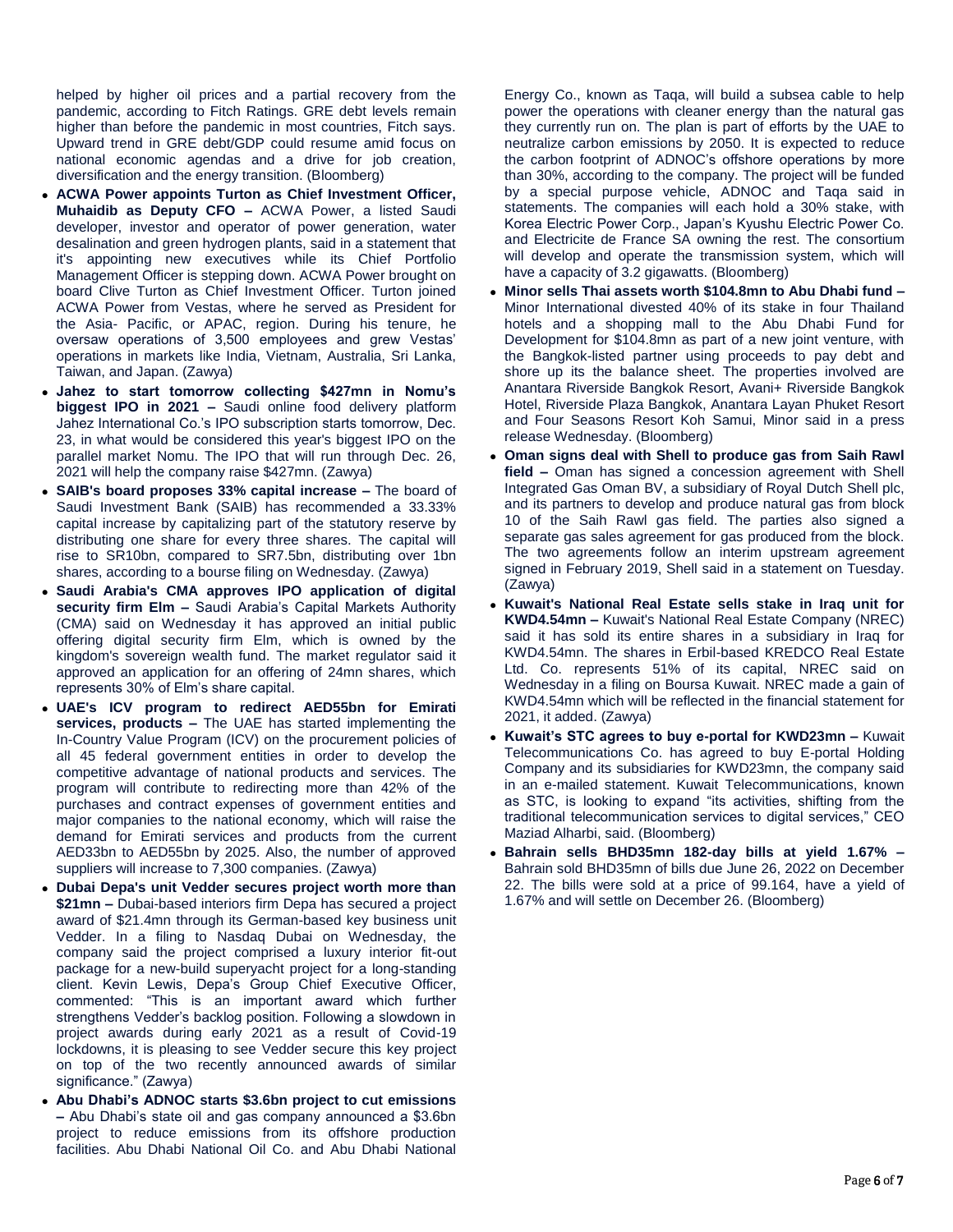helped by higher oil prices and a partial recovery from the pandemic, according to Fitch Ratings. GRE debt levels remain higher than before the pandemic in most countries, Fitch says. Upward trend in GRE debt/GDP could resume amid focus on national economic agendas and a drive for job creation, diversification and the energy transition. (Bloomberg)

- **ACWA Power appoints Turton as Chief Investment Officer, Muhaidib as Deputy CFO –** ACWA Power, a listed Saudi developer, investor and operator of power generation, water desalination and green hydrogen plants, said in a statement that it's appointing new executives while its Chief Portfolio Management Officer is stepping down. ACWA Power brought on board Clive Turton as Chief Investment Officer. Turton joined ACWA Power from Vestas, where he served as President for the Asia- Pacific, or APAC, region. During his tenure, he oversaw operations of 3,500 employees and grew Vestas' operations in markets like India, Vietnam, Australia, Sri Lanka, Taiwan, and Japan. (Zawya)
- **Jahez to start tomorrow collecting $427mn in Nomu's biggest IPO in 2021 –** Saudi online food delivery platform Jahez International Co.'s IPO subscription starts tomorrow, Dec. 23, in what would be considered this year's biggest IPO on the parallel market Nomu. The IPO that will run through Dec. 26, 2021 will help the company raise $427mn. (Zawya)
- **SAIB's board proposes 33% capital increase –** The board of Saudi Investment Bank (SAIB) has recommended a 33.33% capital increase by capitalizing part of the statutory reserve by distributing one share for every three shares. The capital will rise to SR10bn, compared to SR7.5bn, distributing over 1bn shares, according to a bourse filing on Wednesday. (Zawya)
- **Saudi Arabia's CMA approves IPO application of digital security firm Elm –** Saudi Arabia's Capital Markets Authority (CMA) said on Wednesday it has approved an initial public offering digital security firm Elm, which is owned by the kingdom's sovereign wealth fund. The market regulator said it approved an application for an offering of 24mn shares, which represents 30% of Elm's share capital.
- **UAE's ICV program to redirect AED55bn for Emirati services, products –** The UAE has started implementing the In-Country Value Program (ICV) on the procurement policies of all 45 federal government entities in order to develop the competitive advantage of national products and services. The program will contribute to redirecting more than 42% of the purchases and contract expenses of government entities and major companies to the national economy, which will raise the demand for Emirati services and products from the current AED33bn to AED55bn by 2025. Also, the number of approved suppliers will increase to 7,300 companies. (Zawya)
- **Dubai Depa's unit Vedder secures project worth more than $21mn –** Dubai-based interiors firm Depa has secured a project award of $21.4mn through its German-based key business unit Vedder. In a filing to Nasdaq Dubai on Wednesday, the company said the project comprised a luxury interior fit-out package for a new-build superyacht project for a long-standing client. Kevin Lewis, Depa's Group Chief Executive Officer, commented: "This is an important award which further strengthens Vedder's backlog position. Following a slowdown in project awards during early 2021 as a result of Covid-19 lockdowns, it is pleasing to see Vedder secure this key project on top of the two recently announced awards of similar significance." (Zawya)
- **Abu Dhabi's ADNOC starts $3.6bn project to cut emissions –** Abu Dhabi's state oil and gas company announced a $3.6bn project to reduce emissions from its offshore production facilities. Abu Dhabi National Oil Co. and Abu Dhabi National Energy Co., known as Taqa, will build a subsea cable to help power the operations with cleaner energy than the natural gas they currently run on. The plan is part of efforts by the UAE to neutralize carbon emissions by 2050. It is expected to reduce the carbon footprint of ADNOC's offshore operations by more than 30%, according to the company. The project will be funded by a special purpose vehicle, ADNOC and Taqa said in statements. The companies will each hold a 30% stake, with Korea Electric Power Corp., Japan's Kyushu Electric Power Co. and Electricite de France SA owning the rest. The consortium will develop and operate the transmission system, which will have a capacity of 3.2 gigawatts. (Bloomberg)
- **Minor sells Thai assets worth $104.8mn to Abu Dhabi fund –** Minor International divested 40% of its stake in four Thailand hotels and a shopping mall to the Abu Dhabi Fund for Development for $104.8mn as part of a new joint venture, with the Bangkok-listed partner using proceeds to pay debt and shore up its the balance sheet. The properties involved are Anantara Riverside Bangkok Resort, Avani+ Riverside Bangkok Hotel, Riverside Plaza Bangkok, Anantara Layan Phuket Resort and Four Seasons Resort Koh Samui, Minor said in a press release Wednesday. (Bloomberg)
- **Oman signs deal with Shell to produce gas from Saih Rawl field –** Oman has signed a concession agreement with Shell Integrated Gas Oman BV, a subsidiary of Royal Dutch Shell plc, and its partners to develop and produce natural gas from block 10 of the Saih Rawl gas field. The parties also signed a separate gas sales agreement for gas produced from the block. The two agreements follow an interim upstream agreement signed in February 2019, Shell said in a statement on Tuesday. (Zawya)
- **Kuwait's National Real Estate sells stake in Iraq unit for KWD4.54mn –** Kuwait's National Real Estate Company (NREC) said it has sold its entire shares in a subsidiary in Iraq for KWD4.54mn. The shares in Erbil-based KREDCO Real Estate Ltd. Co. represents 51% of its capital, NREC said on Wednesday in a filing on Boursa Kuwait. NREC made a gain of KWD4.54mn which will be reflected in the financial statement for 2021, it added. (Zawya)
- **Kuwait's STC agrees to buy e-portal for KWD23mn –** Kuwait Telecommunications Co. has agreed to buy E-portal Holding Company and its subsidiaries for KWD23mn, the company said in an e-mailed statement. Kuwait Telecommunications, known as STC, is looking to expand "its activities, shifting from the traditional telecommunication services to digital services," CEO Maziad Alharbi, said. (Bloomberg)
- **Bahrain sells BHD35mn 182-day bills at yield 1.67% –** Bahrain sold BHD35mn of bills due June 26, 2022 on December 22. The bills were sold at a price of 99.164, have a yield of 1.67% and will settle on December 26. (Bloomberg)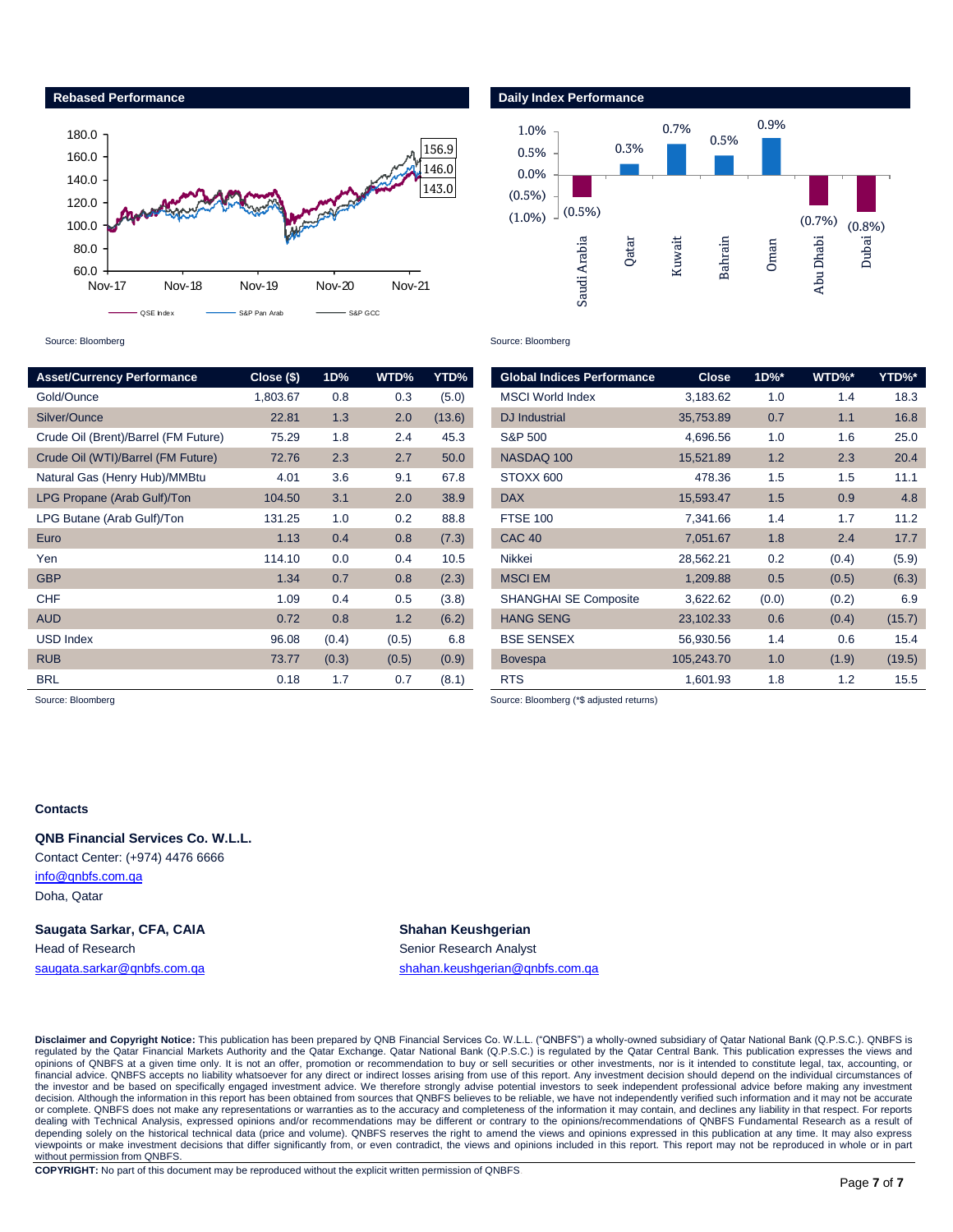**Rebased Performance**

180.0
160.0
140.0
120.0
100.0
80.0
60.0

Nov-17
Nov-18
Nov-19
Nov-20
Nov-21

156.9
146.0
143.0

QSE Index
S&P Pan Arab
S&P GCC

Source: Bloomberg

**Daily Index Performance**

1.0%
0.5%
0.0%
(0.5%)
(1.0%)

(0.5%)
0.3%
0.7%
0.5%
0.9%
(0.7%)
(0.8%)

Saudi Arabia
Qatar
Kuwait
Bahrain
Oman
Abu Dhabi
Dubai

Source: Bloomberg

| Asset/Currency Performance | Close ($) | 1D% | WTD% | YTD% |
|---|---|---|---|---|
| Gold/Ounce | 1,803.67 | 0.8 | 0.3 | (5.0) |
| Silver/Ounce | 22.81 | 1.3 | 2.0 | (13.6) |
| Crude Oil (Brent)/Barrel (FM Future) | 75.29 | 1.8 | 2.4 | 45.3 |
| Crude Oil (WTI)/Barrel (FM Future) | 72.76 | 2.3 | 2.7 | 50.0 |
| Natural Gas (Henry Hub)/MMBtu | 4.01 | 3.6 | 9.1 | 67.8 |
| LPG Propane (Arab Gulf)/Ton | 104.50 | 3.1 | 2.0 | 38.9 |
| LPG Butane (Arab Gulf)/Ton | 131.25 | 1.0 | 0.2 | 88.8 |
| Euro | 1.13 | 0.4 | 0.8 | (7.3) |
| Yen | 114.10 | 0.0 | 0.4 | 10.5 |
| GBP | 1.34 | 0.7 | 0.8 | (2.3) |
| CHF | 1.09 | 0.4 | 0.5 | (3.8) |
| AUD | 0.72 | 0.8 | 1.2 | (6.2) |
| USD Index | 96.08 | (0.4) | (0.5) | 6.8 |
| RUB | 73.77 | (0.3) | (0.5) | (0.9) |
| BRL | 0.18 | 1.7 | 0.7 | (8.1) |

Source: Bloomberg

| Global Indices Performance | Close | 1D%* | WTD%* | YTD%* |
|---|---|---|---|---|
| MSCI World Index | 3,183.62 | 1.0 | 1.4 | 18.3 |
| DJ Industrial | 35,753.89 | 0.7 | 1.1 | 16.8 |
| S&P 500 | 4,696.56 | 1.0 | 1.6 | 25.0 |
| NASDAQ 100 | 15,521.89 | 1.2 | 2.3 | 20.4 |
| STOXX 600 | 478.36 | 1.5 | 1.5 | 11.1 |
| DAX | 15,593.47 | 1.5 | 0.9 | 4.8 |
| FTSE 100 | 7,341.66 | 1.4 | 1.7 | 11.2 |
| CAC 40 | 7,051.67 | 1.8 | 2.4 | 17.7 |
| Nikkei | 28,562.21 | 0.2 | (0.4) | (5.9) |
| MSCI EM | 1,209.88 | 0.5 | (0.5) | (6.3) |
| SHANGHAI SE Composite | 3,622.62 | (0.0) | (0.2) | 6.9 |
| HANG SENG | 23,102.33 | 0.6 | (0.4) | (15.7) |
| BSE SENSEX | 56,930.56 | 1.4 | 0.6 | 15.4 |
| Bovespa | 105,243.70 | 1.0 | (1.9) | (19.5) |
| RTS | 1,601.93 | 1.8 | 1.2 | 15.5 |

Source: Bloomberg (*$ adjusted returns)

**Contacts**

**QNB Financial Services Co. W.L.L.**
Contact Center: (+974) 4476 6666
info@qnbfs.com.qa
Doha, Qatar

**Saugata Sarkar, CFA, CAIA**
Head of Research
saugata.sarkar@qnbfs.com.qa

**Shahan Keushgerian**
Senior Research Analyst
shahan.keushgerian@qnbfs.com.qa

**Disclaimer and Copyright Notice:** This publication has been prepared by QNB Financial Services Co. W.L.L. ("QNBFS") a wholly-owned subsidiary of Qatar National Bank (Q.P.S.C.). QNBFS is regulated by the Qatar Financial Markets Authority and the Qatar Exchange. Qatar National Bank (Q.P.S.C.) is regulated by the Qatar Central Bank. This publication expresses the views and opinions of QNBFS at a given time only. It is not an offer, promotion or recommendation to buy or sell securities or other investments, nor is it intended to constitute legal, tax, accounting, or financial advice. QNBFS accepts no liability whatsoever for any direct or indirect losses arising from use of this report. Any investment decision should depend on the individual circumstances of the investor and be based on specifically engaged investment advice. We therefore strongly advise potential investors to seek independent professional advice before making any investment decision. Although the information in this report has been obtained from sources that QNBFS believes to be reliable, we have not independently verified such information and it may not be accurate or complete. QNBFS does not make any representations or warranties as to the accuracy and completeness of the information it may contain, and declines any liability in that respect. For reports dealing with Technical Analysis, expressed opinions and/or recommendations may be different or contrary to the opinions/recommendations of QNBFS Fundamental Research as a result of depending solely on the historical technical data (price and volume). QNBFS reserves the right to amend the views and opinions expressed in this publication at any time. It may also express viewpoints or make investment decisions that differ significantly from, or even contradict, the views and opinions included in this report. This report may not be reproduced in whole or in part without permission from QNBFS.

**COPYRIGHT:** No part of this document may be reproduced without the explicit written permission of QNBFS